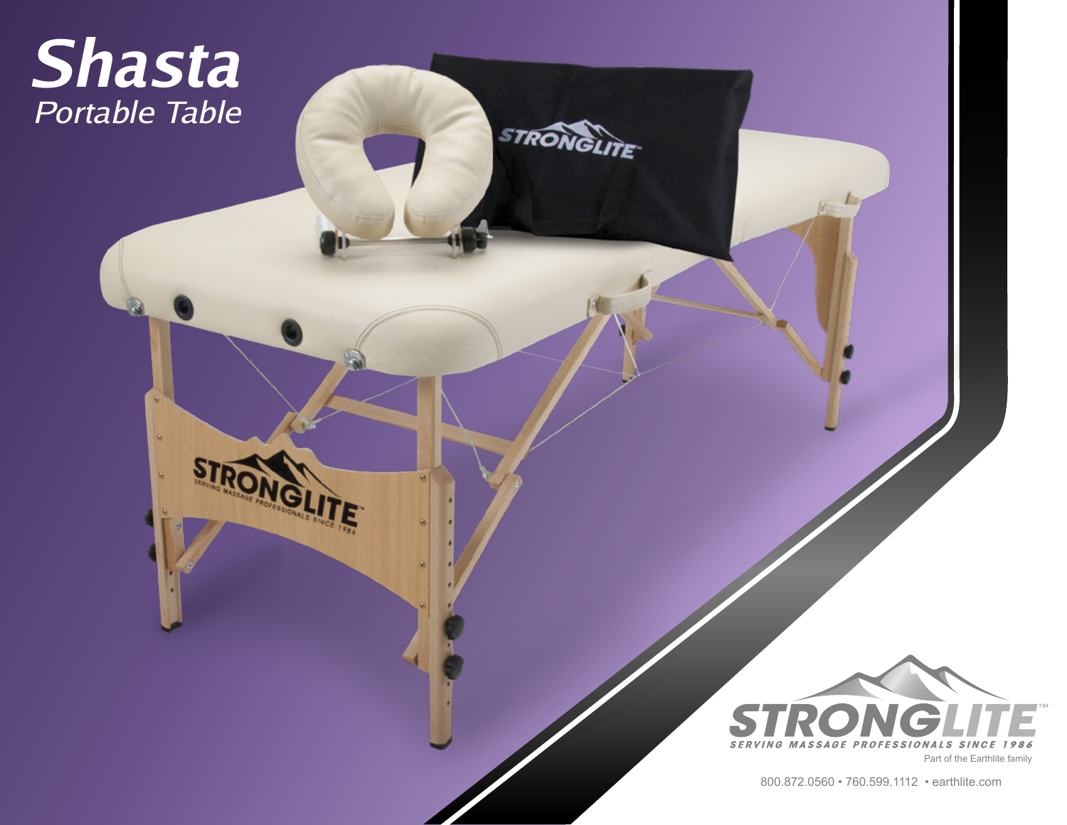# Shasta

## Portable Table

STRONGLITE™

SERVING MASSAGE PROFESSIONALS SINCE 1986

Part of the Earthlite family

800.872.0560 • 760.599.1112 • earthlite.com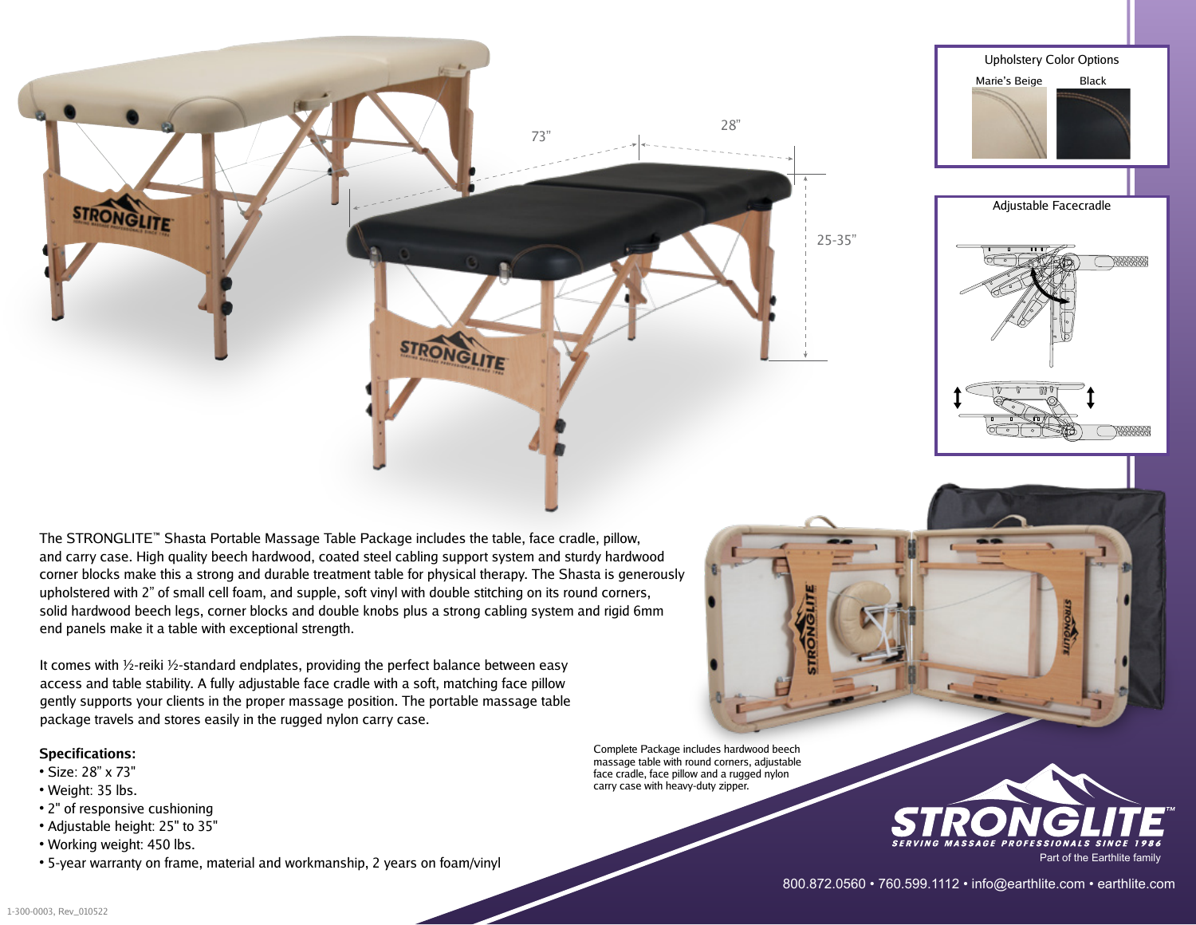73"

28"

25-35"

Upholstery Color Options

Marie's Beige

Black

Adjustable Facecradle

The STRONGLITE™ Shasta Portable Massage Table Package includes the table, face cradle, pillow, and carry case. High quality beech hardwood, coated steel cabling support system and sturdy hardwood corner blocks make this a strong and durable treatment table for physical therapy. The Shasta is generously upholstered with 2" of small cell foam, and supple, soft vinyl with double stitching on its round corners, solid hardwood beech legs, corner blocks and double knobs plus a strong cabling system and rigid 6mm end panels make it a table with exceptional strength.

It comes with ½-reiki ½-standard endplates, providing the perfect balance between easy access and table stability. A fully adjustable face cradle with a soft, matching face pillow gently supports your clients in the proper massage position. The portable massage table package travels and stores easily in the rugged nylon carry case.

**Specifications:**

- Size: 28" x 73"
- Weight: 35 lbs.
- 2" of responsive cushioning
- Adjustable height: 25" to 35"
- Working weight: 450 lbs.
- 5-year warranty on frame, material and workmanship, 2 years on foam/vinyl

Complete Package includes hardwood beech massage table with round corners, adjustable face cradle, face pillow and a rugged nylon carry case with heavy-duty zipper.

STRONGLITE™

SERVING MASSAGE PROFESSIONALS SINCE 1986

Part of the Earthlite family

800.872.0560 • 760.599.1112 • info@earthlite.com • earthlite.com

1-300-0003, Rev_010522